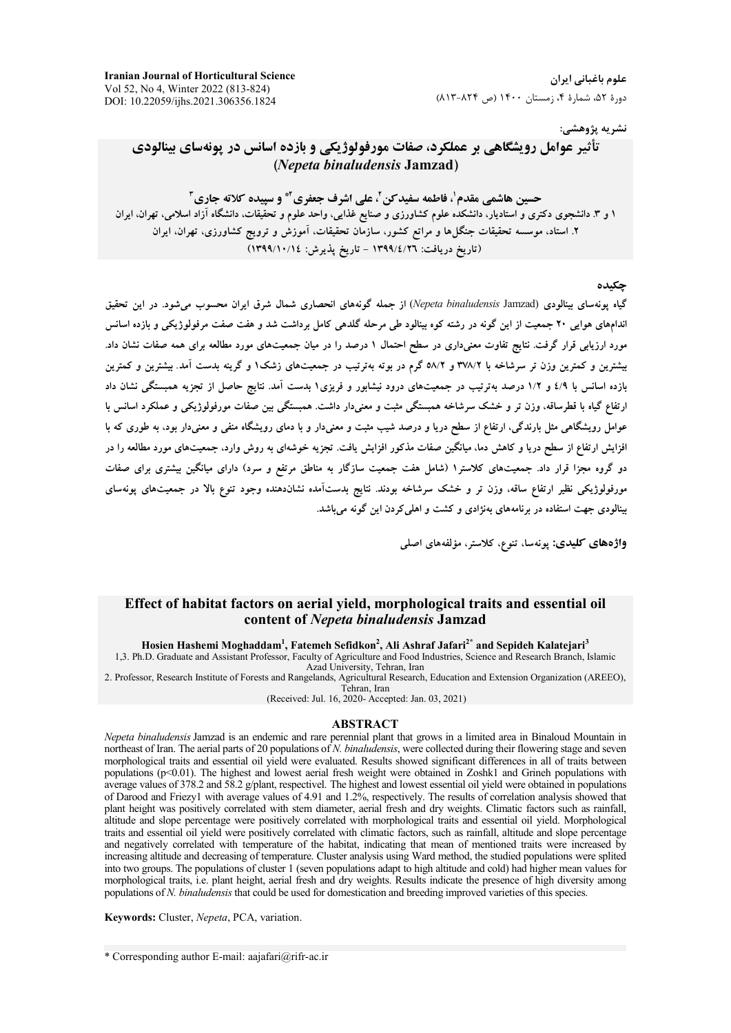نشریه پژوهشی:

# تأثیر عوامل رویشگاهی بر عملکرد، صفات مورفولوژیکی و بازده اسانس در پونه‌سای بینالودی (*Nepeta binaludensis* Jamzad)

**حسین هاشمی مقدم[۱]، فاطمه سفیدکن[۲]، علی اشرف جعفری[۲*] و سپیده کلاته جاری[۳]**

۱ و ۳. دانشجوی دکتری و استادیار، دانشکده علوم کشاورزی و صنایع غذایی، واحد علوم و تحقیقات، دانشگاه آزاد اسلامی، تهران، ایران

۲. استاد، موسسه تحقیقات جنگل‌ها و مراتع کشور، سازمان تحقیقات، آموزش و ترویج کشاورزی، تهران، ایران

(تاریخ دریافت: ۱۳۹۹/۴/۲۶ - تاریخ پذیرش: ۱۳۹۹/۱۰/۱۴)

## چکیده

گیاه پونه‌سای بینالودی (*Nepeta binaludensis* Jamzad) از جمله گونه‌های انحصاری شمال شرق ایران محسوب می‌شود. در این تحقیق اندام‌های هوایی ۲۰ جمعیت از این گونه در رشته کوه بینالود طی مرحله گلدهی کامل برداشت شد و هفت صفت مورفولوژیکی و بازده اسانس مورد ارزیابی قرار گرفت. نتایج تفاوت معنی‌داری در سطح احتمال ۱ درصد را در میان جمعیت‌های مورد مطالعه برای همه صفات نشان داد. بیشترین و کمترین وزن تر سرشاخه با ۳۷۸/۲ و ۵۸/۲ گرم در بوته به‌ترتیب در جمعیت‌های زشک۱ و گرینه بدست آمد. بیشترین و کمترین بازده اسانس با ۴/۹ و ۱/۲ درصد به‌ترتیب در جمعیت‌های درود نیشابور و فریزی۱ بدست آمد. نتایج حاصل از تجزیه همبستگی نشان داد ارتفاع گیاه با قطرساقه، وزن تر و خشک سرشاخه همبستگی مثبت و معنی‌دار داشت. همبستگی بین صفات مورفولوژیکی و عملکرد اسانس با عوامل رویشگاهی مثل بارندگی، ارتفاع از سطح دریا و درصد شیب مثبت و معنی‌دار و با دمای رویشگاه منفی و معنی‌دار بود، به طوری که با افزایش ارتفاع از سطح دریا و کاهش دما، میانگین صفات مذکور افزایش یافت. تجزیه خوشه‌ای به روش وارد، جمعیت‌های مورد مطالعه را در دو گروه مجزا قرار داد. جمعیت‌های کلاستر۱ (شامل هفت جمعیت سازگار به مناطق مرتفع و سرد) دارای میانگین بیشتری برای صفات مورفولوژیکی نظیر ارتفاع ساقه، وزن تر و خشک سرشاخه بودند. نتایج بدست‌آمده نشان‌دهنده وجود تنوع بالا در جمعیت‌های پونه‌سای بینالودی جهت استفاده در برنامه‌های بهنژادی و کشت و اهلی‌کردن این گونه می‌باشد.

**واژه‌های کلیدی:** پونه‌سا، تنوع، کلاستر، مؤلفه‌های اصلی

# Effect of habitat factors on aerial yield, morphological traits and essential oil content of *Nepeta binaludensis* Jamzad

**Hosien Hashemi Moghaddam[1], Fatemeh Sefidkon[2], Ali Ashraf Jafari[2*] and Sepideh Kalatejari[3]**

1,3. Ph.D. Graduate and Assistant Professor, Faculty of Agriculture and Food Industries, Science and Research Branch, Islamic Azad University, Tehran, Iran

2. Professor, Research Institute of Forests and Rangelands, Agricultural Research, Education and Extension Organization (AREEO), Tehran, Iran

(Received: Jul. 16, 2020- Accepted: Jan. 03, 2021)

## ABSTRACT

*Nepeta binaludensis* Jamzad is an endemic and rare perennial plant that grows in a limited area in Binaloud Mountain in northeast of Iran. The aerial parts of 20 populations of *N. binaludensis*, were collected during their flowering stage and seven morphological traits and essential oil yield were evaluated. Results showed significant differences in all of traits between populations ($p<0.01$). The highest and lowest aerial fresh weight were obtained in Zoshk1 and Grineh populations with average values of 378.2 and 58.2 g/plant, respectivel. The highest and lowest essential oil yield were obtained in populations of Darood and Friezy1 with average values of 4.91 and 1.2%, respectively. The results of correlation analysis showed that plant height was positively correlated with stem diameter, aerial fresh and dry weights. Climatic factors such as rainfall, altitude and slope percentage were positively correlated with morphological traits and essential oil yield. Morphological traits and essential oil yield were positively correlated with climatic factors, such as rainfall, altitude and slope percentage and negatively correlated with temperature of the habitat, indicating that mean of mentioned traits were increased by increasing altitude and decreasing of temperature. Cluster analysis using Ward method, the studied populations were splited into two groups. The populations of cluster 1 (seven populations adapt to high altitude and cold) had higher mean values for morphological traits, i.e. plant height, aerial fresh and dry weights. Results indicate the presence of high diversity among populations of *N. binaludensis* that could be used for domestication and breeding improved varieties of this species.

**Keywords:** Cluster, *Nepeta*, PCA, variation.

\* Corresponding author E-mail: aajafari@rifr-ac.ir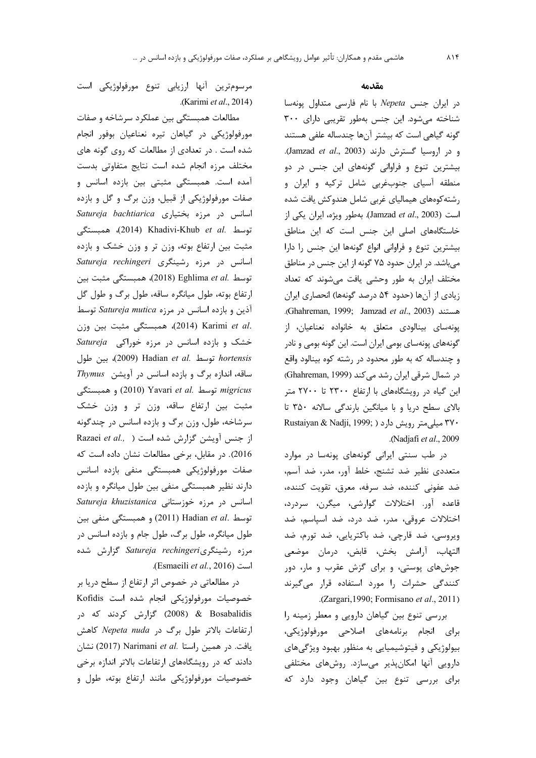## مقدمه

در ایران جنس *Nepeta* با نام فارسی متداول پونه‌سا شناخته می‌شود. این جنس به‌طور تقریبی دارای ۳۰۰ گونه گیاهی است که بیشتر آن‌ها چندساله علفی هستند و در اروسیا گسترش دارند (Jamzad *et al*., 2003). بیشترین تنوع و فراوانی گونه‌های این جنس در دو منطقه آسیای جنوب‌غربی شامل ترکیه و ایران و رشته‌کوه‌های هیمالیای غربی شامل هندوکش یافت شده است (Jamzad *et al*., 2003). به‌طور ویژه، ایران یکی از خاستگاه‌های اصلی این جنس است که این مناطق بیشترین تنوع و فراوانی انواع گونه‌ها این جنس را دارا می‌باشد. در ایران حدود ۷۵ گونه از این جنس در مناطق مختلف ایران به طور وحشی یافت می‌شوند که تعداد زیادی از آن‌ها (حدود ۵۴ درصد گونه‌ها) انحصاری ایران هستند (Ghahreman, 1999; Jamzad *et al*., 2003). پونه‌سای بینالودی متعلق به خانواده نعناعیان، از گونه‌های پونه‌سای بومی ایران است. این گونه بومی و نادر و چندساله که به طور محدود در رشته کوه بینالود واقع در شمال شرقی ایران رشد می‌کند (Ghahreman, 1999) این گیاه در رویشگاه‌های با ارتفاع ۲۳۰۰ تا ۲۷۰۰ متر بالای سطح دریا و با میانگین بارندگی سالانه ۳۵۰ تا ۳۷۰ میلی‌متر رویش دارد ( Rustaiyan & Nadji, 1999; Nadjafi *et al*., 2009).

در طب سنتی ایرانی گونه‌های پونه‌سا در موارد متعددی نظیر ضد تشنج، خلط آور، مدر، ضد آسم، ضد عفونی کننده، ضد سرفه، معرق، تقویت کننده، قاعده آور. اختلالات گوارشی، میگرن، سردرد، اختلالات عروقی، مدر، ضد درد، ضد اسپاسم، ضد ویروسی، ضد قارچی، ضد باکتریایی، ضد تورم، ضد التهاب، آرامش بخش، قابض، درمان موضعی جوش‌های پوستی، و برای گزش عقرب و مار، دور کنندگی حشرات را مورد استفاده قرار می‌گیرند (Zargari,1990; Formisano *et al*., 2011).

بررسی تنوع بین گیاهان دارویی و معطر زمینه را برای انجام برنامه‌های اصلاحی مورفولوژیکی، بیولوژیکی و فیتوشیمیایی به منظور بهبود ویژگی‌های دارویی آنها امکان‌پذیر می‌سازد. روش‌های مختلفی برای بررسی تنوع بین گیاهان وجود دارد که مرسوم‌ترین آنها ارزیابی تنوع مورفولوژیکی است (Karimi *et al*., 2014).

مطالعات همبستگی بین عملکرد سرشاخه و صفات مورفولوژیکی در گیاهان تیره نعناعیان بوفور انجام شده است . در تعدادی از مطالعات که روی گونه های مختلف مرزه انجام شده است نتایج متفاوتی بدست آمده است. همبستگی مثبتی بین بازده اسانس و صفات مورفولوژیکی از قبیل، وزن برگ و گل و بازده اسانس در مرزه بختیاری *Satureja bachtiarica* توسط Khadivi-Khub *et al.* (2014)، همبستگی مثبت بین ارتفاع بوته، وزن تر و وزن خشک و بازده اسانس در مرزه رشینگری *Satureja rechingeri* توسط Eghlima *et al.* (2018)، همبستگی مثبت بین ارتفاع بوته، طول میانگره ساقه، طول برگ و طول گل آذین و بازده اسانس در مرزه *Satureja mutica* توسط Karimi *et al.* (2014)، همبستگی مثبت بین وزن خشک و بازده اسانس در مرزه خوراکی *Satureja hortensis* توسط Hadian *et al.* (2009)، بین طول ساقه، اندازه برگ و بازده اسانس در آویشن *Thymus migricus* توسط Yavari *et al.* (2010) و همبستگی مثبت بین ارتفاع ساقه، وزن تر و وزن خشک سرشاخه، طول، وزن برگ و بازده اسانس در چندگونه از جنس آویشن گزارش شده است ( Razaei *et al*., 2016). در مقابل، برخی مطالعات نشان داده است که صفات مورفولوژیکی همبستگی منفی بازده اسانس دارند نظیر همبستگی منفی بین طول میانگره و بازده اسانس در مرزه خوزستانی *Satureja khuzistanica* توسط Hadian *et al.* (2011) و همبستگی منفی بین طول میانگره، طول برگ، طول جام و بازده اسانس در مرزه رشینگری *Satureja rechingeri* گزارش شده است (Esmaeili *et al*., 2016).

در مطالعاتی در خصوص اثر ارتفاع از سطح دریا بر خصوصیات مورفولوژیکی انجام شده است Kofidis & Bosabalidis (2008) گزارش کردند که در ارتفاعات بالاتر طول برگ در *Nepeta nuda* کاهش یافت. در همین راستا Narimani *et al.* (2017) نشان دادند که در رویشگاه‌های ارتفاعات بالاتر اندازه برخی خصوصیات مورفولوژیکی مانند ارتفاع بوته، طول و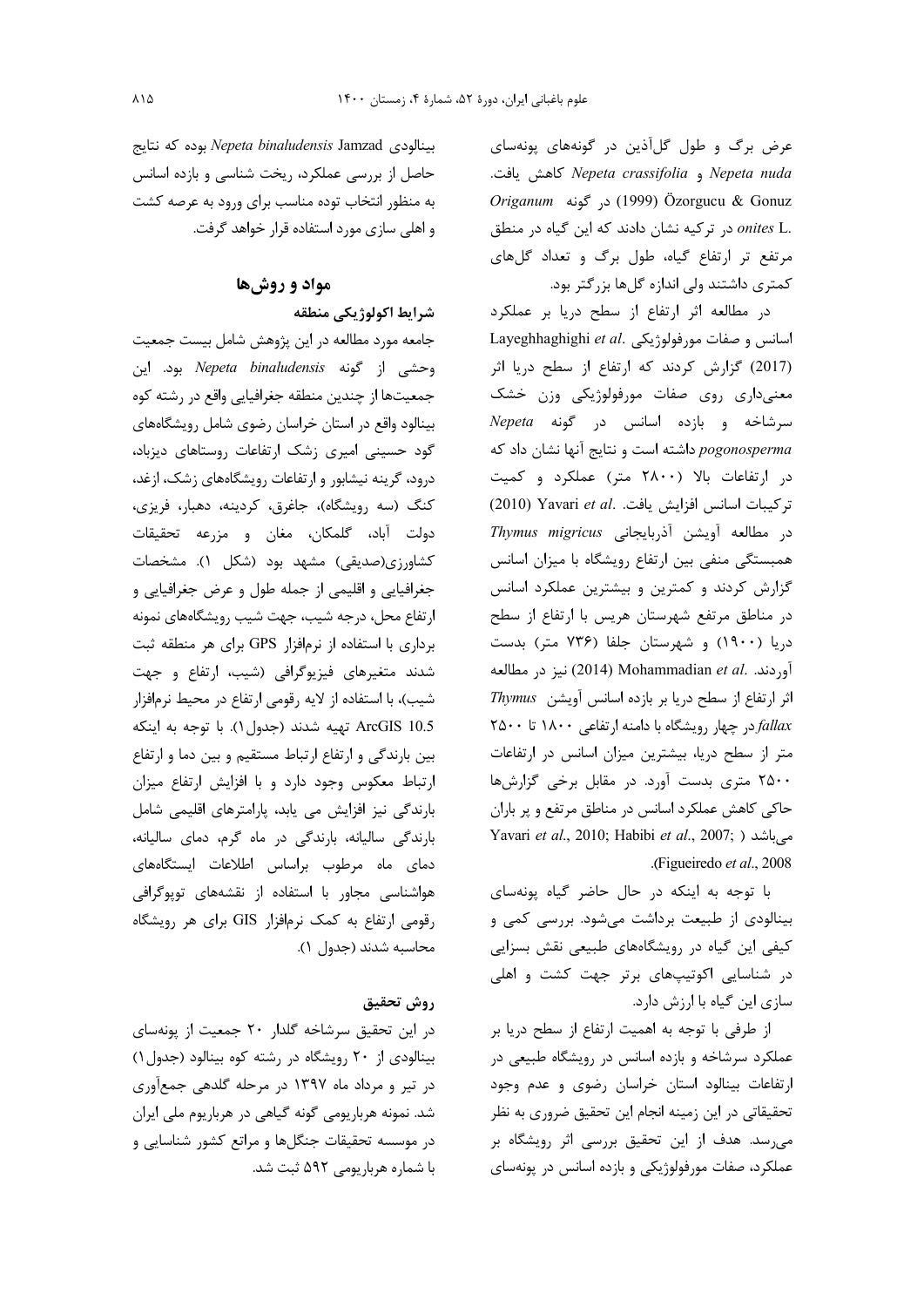عرض برگ و طول گل‌آذین در گونه‌های پونه‌سای *Nepeta nuda* و *Nepeta crassifolia* کاهش یافت. Özorgucu & Gonuz (1999) در گونه *Origanum onites* L. در ترکیه نشان دادند که این گیاه در مناطق مرتفع تر ارتفاع گیاه، طول برگ و تعداد گل‌های کمتری داشتند ولی اندازه گل‌ها بزرگتر بود.

در مطالعه اثر ارتفاع از سطح دریا بر عملکرد اسانس و صفات مورفولوژیکی .Layeghhaghighi *et al* (2017) گزارش کردند که ارتفاع از سطح دریا اثر معنی‌داری روی صفات مورفولوژیکی وزن خشک سرشاخه و بازده اسانس در گونه *Nepeta pogonosperma* داشته است و نتایج آنها نشان داد که در ارتفاعات بالا (۲۸۰۰ متر) عملکرد و کمیت ترکیبات اسانس افزایش یافت. .Yavari *et al* (2010) در مطالعه آویشن آذربایجانی *Thymus migricus* همبستگی منفی بین ارتفاع رویشگاه با میزان اسانس گزارش کردند و کمترین و بیشترین عملکرد اسانس در مناطق مرتفع شهرستان هریس با ارتفاع از سطح دریا (۱۹۰۰) و شهرستان جلفا (۷۳۶ متر) بدست آوردند. .Mohammadian *et al* (2014) نیز در مطالعه اثر ارتفاع از سطح دریا بر بازده اسانس آویشن *Thymus fallax* در چهار رویشگاه با دامنه ارتفاعی ۱۸۰۰ تا ۲۵۰۰ متر از سطح دریا، بیشترین میزان اسانس در ارتفاعات ۲۵۰۰ متری بدست آورد. در مقابل برخی گزارش‌ها حاکی کاهش عملکرد اسانس در مناطق مرتفع و پر باران می‌باشد ( Yavari *et al*., 2010; Habibi *et al*., 2007; Figueiredo *et al*., 2008).

با توجه به اینکه در حال حاضر گیاه پونه‌سای بینالودی از طبیعت برداشت می‌شود. بررسی کمی و کیفی این گیاه در رویشگاه‌های طبیعی نقش بسزایی در شناسایی اکوتیپ‌های برتر جهت کشت و اهلی سازی این گیاه با ارزش دارد.

از طرفی با توجه به اهمیت ارتفاع از سطح دریا بر عملکرد سرشاخه و بازده اسانس در رویشگاه طبیعی در ارتفاعات بینالود استان خراسان رضوی و عدم وجود تحقیقاتی در این زمینه انجام این تحقیق ضروری به نظر می‌رسد. هدف از این تحقیق بررسی اثر رویشگاه بر عملکرد، صفات مورفولوژیکی و بازده اسانس در پونه‌سای بینالودی *Nepeta binaludensis* Jamzad بوده که نتایج حاصل از بررسی عملکرد، ریخت شناسی و بازده اسانس به منظور انتخاب توده مناسب برای ورود به عرصه کشت و اهلی سازی مورد استفاده قرار خواهد گرفت.

## مواد و روش‌ها

### شرایط اکولوژیکی منطقه

جامعه مورد مطالعه در این پژوهش شامل بیست جمعیت وحشی از گونه *Nepeta binaludensis* بود. این جمعیت‌ها از چندین منطقه جغرافیایی واقع در رشته کوه بینالود واقع در استان خراسان رضوی شامل رویشگاه‌های گود حسینی امیری زشک ارتفاعات روستاهای دیزباد، درود، گرینه نیشابور و ارتفاعات رویشگاه‌های زشک، ازغد، کنگ (سه رویشگاه)، جاغرق، کردینه، دهبار، فریزی، دولت آباد، گلمکان، مغان و مزرعه تحقیقات کشاورزی(صدیقی) مشهد بود (شکل ۱). مشخصات جغرافیایی و اقلیمی از جمله طول و عرض جغرافیایی و ارتفاع محل، درجه شیب، جهت شیب رویشگاه‌های نمونه برداری با استفاده از نرم‌افزار GPS برای هر منطقه ثبت شدند متغیرهای فیزیوگرافی (شیب، ارتفاع و جهت شیب)، با استفاده از لایه رقومی ارتفاع در محیط نرم‌افزار ArcGIS 10.5 تهیه شدند (جدول ۱). با توجه به اینکه بین بارندگی و ارتفاع ارتباط مستقیم و بین دما و ارتفاع ارتباط معکوس وجود دارد و با افزایش ارتفاع میزان بارندگی نیز افزایش می یابد، پارامترهای اقلیمی شامل بارندگی سالیانه، بارندگی در ماه گرم، دمای سالیانه، دمای ماه مرطوب براساس اطلاعات ایستگاه‌های هواشناسی مجاور با استفاده از نقشه‌های توپوگرافی رقومی ارتفاع به کمک نرم‌افزار GIS برای هر رویشگاه محاسبه شدند (جدول ۱).

### روش تحقیق

در این تحقیق سرشاخه گلدار ۲۰ جمعیت از پونه‌سای بینالودی از ۲۰ رویشگاه در رشته کوه بینالود (جدول ۱) در تیر و مرداد ماه ۱۳۹۷ در مرحله گلدهی جمع‌آوری شد. نمونه هرباریومی گونه گیاهی در هرباریوم ملی ایران در موسسه تحقیقات جنگل‌ها و مراتع کشور شناسایی و با شماره هرباریومی ۵۹۲ ثبت شد.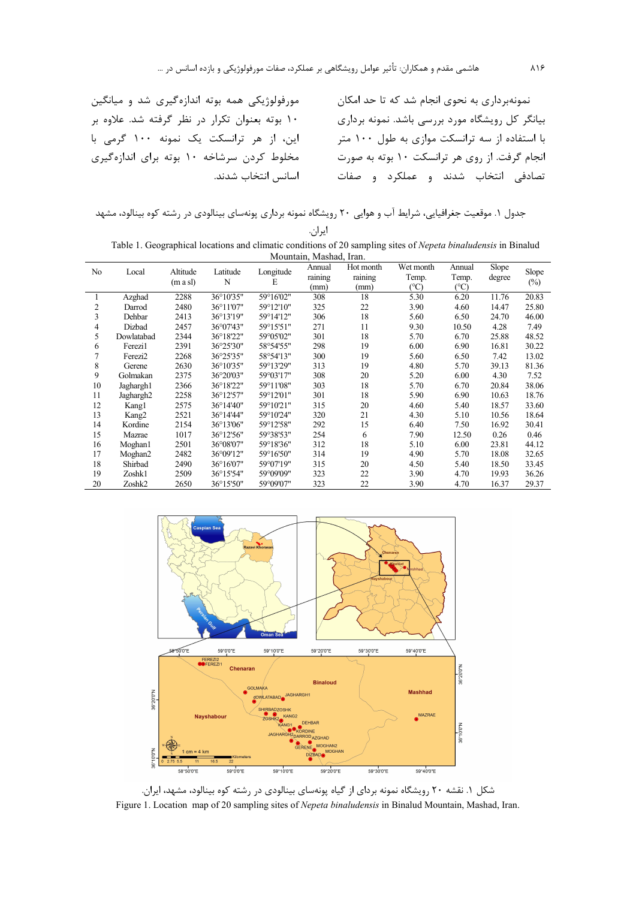نمونه‌برداری به نحوی انجام شد که تا حد امکان بیانگر کل رویشگاه مورد بررسی باشد. نمونه برداری با استفاده از سه ترانسکت موازی به طول ۱۰۰ متر انجام گرفت. از روی هر ترانسکت ۱۰ بوته به صورت تصادفی انتخاب شدند و عملکرد و صفات مورفولوژیکی همه بوته اندازه‌گیری شد و میانگین ۱۰ بوته بعنوان تکرار در نظر گرفته شد. علاوه بر این، از هر ترانسکت یک نمونه ۱۰۰ گرمی با مخلوط کردن سرشاخه ۱۰ بوته برای اندازه‌گیری اسانس انتخاب شدند.

جدول ۱. موقعیت جغرافیایی، شرایط آب و هوایی ۲۰ رویشگاه نمونه برداری پونه‌سای بینالودی در رشته کوه بینالود، مشهد ایران.

Table 1. Geographical locations and climatic conditions of 20 sampling sites of *Nepeta binaludensis* in Binalud Mountain, Mashad, Iran.

| No | Local | Altitude (m a sl) | Latitude N | Longitude E | Annual raining (mm) | Hot month raining (mm) | Wet month Temp. (°C) | Annual Temp. (°C) | Slope degree | Slope (%) |
|---|---|---|---|---|---|---|---|---|---|---|
| 1 | Azghad | 2288 | 36°10'35" | 59°16'02" | 308 | 18 | 5.30 | 6.20 | 11.76 | 20.83 |
| 2 | Darrod | 2480 | 36°11'07" | 59°12'10" | 325 | 22 | 3.90 | 4.60 | 14.47 | 25.80 |
| 3 | Dehbar | 2413 | 36°13'19" | 59°14'12" | 306 | 18 | 5.60 | 6.50 | 24.70 | 46.00 |
| 4 | Dizbad | 2457 | 36°07'43" | 59°15'51" | 271 | 11 | 9.30 | 10.50 | 4.28 | 7.49 |
| 5 | Dowlatabad | 2344 | 36°18'22" | 59°05'02" | 301 | 18 | 5.70 | 6.70 | 25.88 | 48.52 |
| 6 | Ferezi1 | 2391 | 36°25'30" | 58°54'55" | 298 | 19 | 6.00 | 6.90 | 16.81 | 30.22 |
| 7 | Ferezi2 | 2268 | 36°25'35" | 58°54'13" | 300 | 19 | 5.60 | 6.50 | 7.42 | 13.02 |
| 8 | Gerene | 2630 | 36°10'35" | 59°13'29" | 313 | 19 | 4.80 | 5.70 | 39.13 | 81.36 |
| 9 | Golmakan | 2375 | 36°20'03" | 59°03'17" | 308 | 20 | 5.20 | 6.00 | 4.30 | 7.52 |
| 10 | Jaghargh1 | 2366 | 36°18'22" | 59°11'08" | 303 | 18 | 5.70 | 6.70 | 20.84 | 38.06 |
| 11 | Jagharg2 | 2258 | 36°12'57" | 59°12'01" | 301 | 18 | 5.90 | 6.90 | 10.63 | 18.76 |
| 12 | Kang1 | 2575 | 36°14'40" | 59°10'21" | 315 | 20 | 4.60 | 5.40 | 18.57 | 33.60 |
| 13 | Kang2 | 2521 | 36°14'44" | 59°10'24" | 320 | 21 | 4.30 | 5.10 | 10.56 | 18.64 |
| 14 | Kordine | 2154 | 36°13'06" | 59°12'58" | 292 | 15 | 6.40 | 7.50 | 16.92 | 30.41 |
| 15 | Mazrae | 1017 | 36°12'56" | 59°38'53" | 254 | 6 | 7.90 | 12.50 | 0.26 | 0.46 |
| 16 | Moghan1 | 2501 | 36°08'07" | 59°18'36" | 312 | 18 | 5.10 | 6.00 | 23.81 | 44.12 |
| 17 | Moghan2 | 2482 | 36°09'12" | 59°16'50" | 314 | 19 | 4.90 | 5.70 | 18.08 | 32.65 |
| 18 | Shirbad | 2490 | 36°16'07" | 59°07'19" | 315 | 20 | 4.50 | 5.40 | 18.50 | 33.45 |
| 19 | Zoshk1 | 2509 | 36°15'54" | 59°09'09" | 323 | 22 | 3.90 | 4.70 | 19.93 | 36.26 |
| 20 | Zoshk2 | 2650 | 36°15'50" | 59°09'07" | 323 | 22 | 3.90 | 4.70 | 16.37 | 29.37 |

شکل ۱. نقشه ۲۰ رویشگاه نمونه برداری از گیاه پونه‌سای بینالودی در رشته کوه بینالود، مشهد، ایران.

Figure 1. Location map of 20 sampling sites of *Nepeta binaludensis* in Binalud Mountain, Mashad, Iran.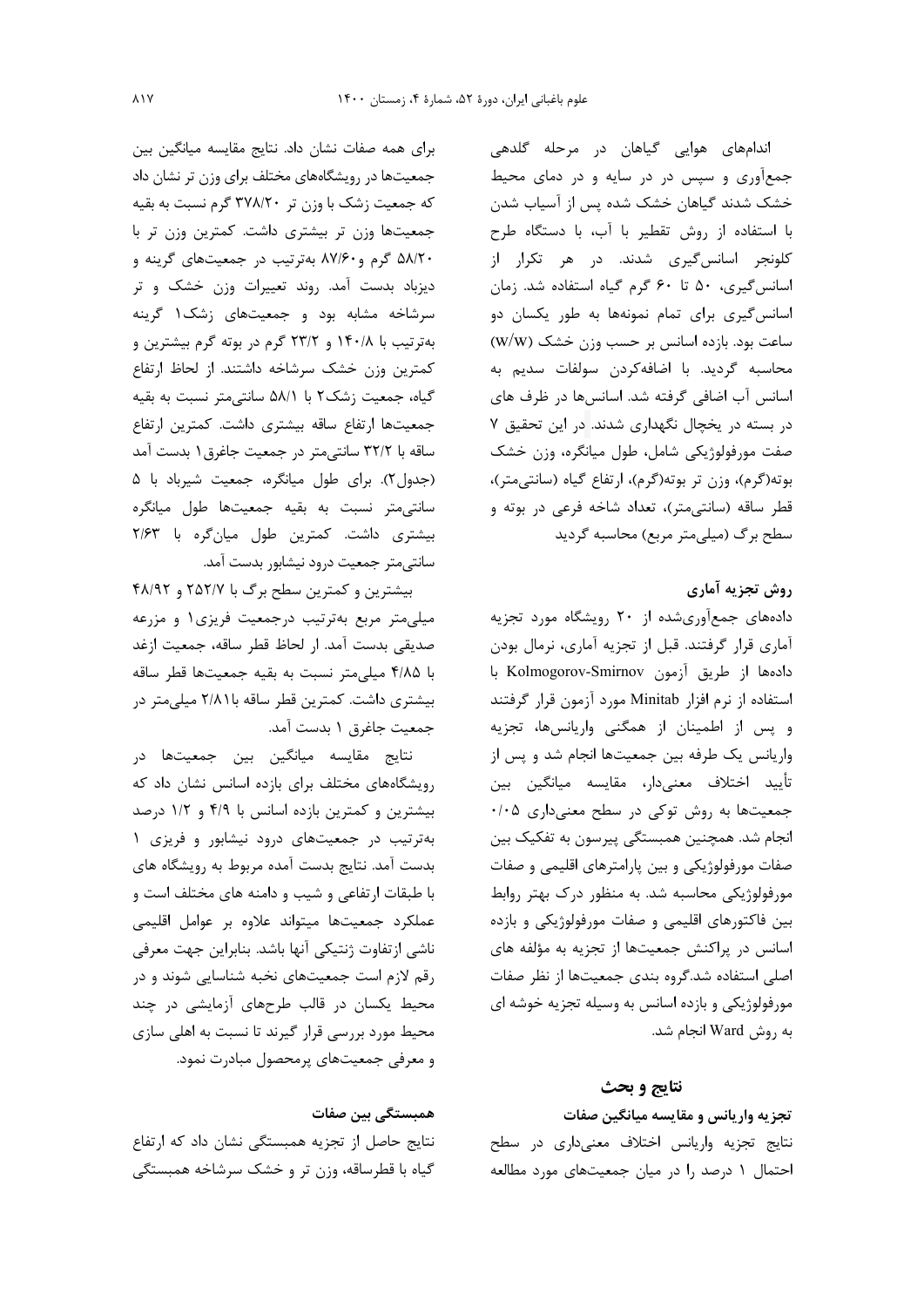اندام‌های هوایی گیاهان در مرحله گلدهی جمع‌آوری و سپس در در سایه و در دمای محیط خشک شدند گیاهان خشک شده پس از آسیاب شدن با استفاده از روش تقطیر با آب، با دستگاه طرح کلونجر اسانس‌گیری شدند. در هر تکرار از اسانس‌گیری، ۵۰ تا ۶۰ گرم گیاه استفاده شد. زمان اسانس‌گیری برای تمام نمونه‌ها به طور یکسان دو ساعت بود. بازده اسانس بر حسب وزن خشک (w/w) محاسبه گردید. با اضافه‌کردن سولفات سدیم به اسانس آب اضافی گرفته شد. اسانس‌ها در ظرف های در بسته در یخچال نگهداری شدند. در این تحقیق ۷ صفت مورفولوژیکی شامل، طول میانگره، وزن خشک بوته(گرم)، وزن تر بوته(گرم)، ارتفاع گیاه (سانتی‌متر)، قطر ساقه (سانتی‌متر)، تعداد شاخه فرعی در بوته و سطح برگ (میلی‌متر مربع) محاسبه گردید

## روش تجزیه آماری

داده‌های جمع‌آوری‌شده از ۲۰ رویشگاه مورد تجزیه آماری قرار گرفتند. قبل از تجزیه آماری، نرمال بودن داده‌ها از طریق آزمون Kolmogorov-Smirnov با استفاده از نرم افزار Minitab مورد آزمون قرار گرفتند و پس از اطمینان از همگنی واریانس‌ها، تجزیه واریانس یک طرفه بین جمعیت‌ها انجام شد و پس از تأیید اختلاف معنی‌دار، مقایسه میانگین بین جمعیت‌ها به روش توکی در سطح معنی‌داری ۰/۰۵ انجام شد. همچنین همبستگی پیرسون به تفکیک بین صفات مورفولوژیکی و بین پارامترهای اقلیمی و صفات مورفولوژیکی محاسبه شد. به منظور درک بهتر روابط بین فاکتورهای اقلیمی و صفات مورفولوژیکی و بازده اسانس در پراکنش جمعیت‌ها از تجزیه به مؤلفه های اصلی استفاده شد.گروه بندی جمعیت‌ها از نظر صفات مورفولوژیکی و بازده اسانس به وسیله تجزیه خوشه ای به روش Ward انجام شد.

## نتایج و بحث

### تجزیه واریانس و مقایسه میانگین صفات

نتایج تجزیه واریانس اختلاف معنی‌داری در سطح احتمال ۱ درصد را در میان جمعیت‌های مورد مطالعه برای همه صفات نشان داد. نتایج مقایسه میانگین بین جمعیت‌ها در رویشگاه‌های مختلف برای وزن تر نشان داد که جمعیت زشک با وزن تر ۳۷۸/۲۰ گرم نسبت به بقیه جمعیت‌ها وزن تر بیشتری داشت. کمترین وزن تر با ۵۸/۲۰ گرم و۸۷/۶۰ به‌ترتیب در جمعیت‌های گرینه و دیزباد بدست آمد. روند تغییرات وزن خشک و تر سرشاخه مشابه بود و جمعیت‌های زشک۱ گرینه به‌ترتیب با ۱۴۰/۸ و ۲۳/۲ گرم در بوته گرم بیشترین و کمترین وزن خشک سرشاخه داشتند. از لحاظ ارتفاع گیاه، جمعیت زشک۲ با ۵۸/۱ سانتی‌متر نسبت به بقیه جمعیت‌ها ارتفاع ساقه بیشتری داشت. کمترین ارتفاع ساقه با ۳۲/۲ سانتی‌متر در جمعیت جاغرق۱ بدست آمد (جدول۲). برای طول میانگره، جمعیت شیرباد با ۵ سانتی‌متر نسبت به بقیه جمعیت‌ها طول میانگره بیشتری داشت. کمترین طول میان‌گره با ۲/۶۳ سانتی‌متر جمعیت درود نیشابور بدست آمد.

بیشترین و کمترین سطح برگ با ۲۵۲/۷ و ۴۸/۹۲ میلی‌متر مربع به‌ترتیب درجمعیت فریزی۱ و مزرعه صدیقی بدست آمد. از لحاظ قطر ساقه، جمعیت ازغد با ۴/۸۵ میلی‌متر نسبت به بقیه جمعیت‌ها قطر ساقه بیشتری داشت. کمترین قطر ساقه با۲/۸۱ میلی‌متر در جمعیت جاغرق ۱ بدست آمد.

نتایج مقایسه میانگین بین جمعیت‌ها در رویشگاه‌های مختلف برای بازده اسانس نشان داد که بیشترین و کمترین بازده اسانس با ۴/۹ و ۱/۲ درصد به‌ترتیب در جمعیت‌های درود نیشابور و فریزی ۱ بدست آمد. نتایج بدست آمده مربوط به رویشگاه های با طبقات ارتفاعی و شیب و دامنه های مختلف است و عملکرد جمعیت‌ها میتواند علاوه بر عوامل اقلیمی ناشی ازتفاوت ژنتیکی آنها باشد. بنابراین جهت معرفی رقم لازم است جمعیت‌های نخبه شناسایی شوند و در محیط یکسان در قالب طرح‌های آزمایشی در چند محیط مورد بررسی قرار گیرند تا نسبت به اهلی سازی و معرفی جمعیت‌های پرمحصول مبادرت نمود.

### همبستگی بین صفات

نتایج حاصل از تجزیه همبستگی نشان داد که ارتفاع گیاه با قطرساقه، وزن تر و خشک سرشاخه همبستگی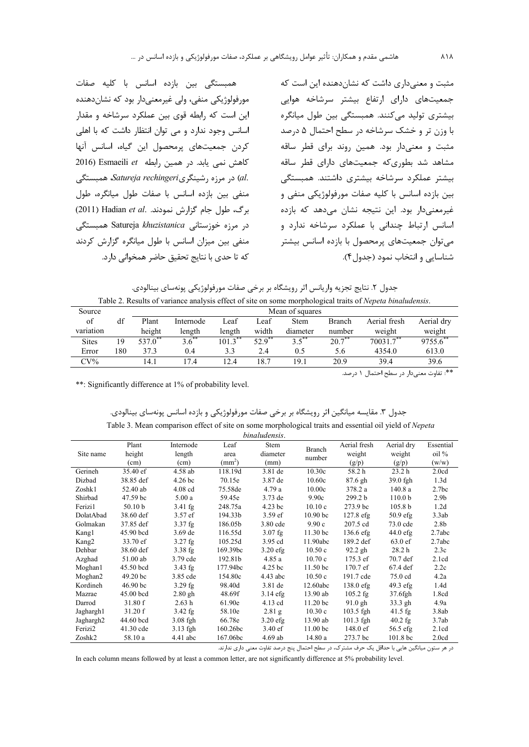مثبت و معنی‌داری داشت که نشان‌دهنده این است که جمعیت‌های دارای ارتفاع بیشتر سرشاخه هوایی بیشتری تولید می‌کنند. همبستگی بین طول میانگره با وزن تر و خشک سرشاخه در سطح احتمال ۵ درصد مثبت و معنی‌دار بود. همین روند برای قطر ساقه مشاهد شد بطوری‌که جمعیت‌های دارای قطر ساقه بیشتر عملکرد سرشاخه بیشتری داشتند. همبستگی بین بازده اسانس با کلیه صفات مورفولوژیکی منفی و غیرمعنی‌دار بود. این نتیجه نشان می‌دهد که بازده اسانس ارتباط چندانی با عملکرد سرشاخه ندارد و می‌توان جمعیت‌های پرمحصول با بازده اسانس بیشتر شناسایی و انتخاب نمود (جدول ۴).

همبستگی بین بازده اسانس با کلیه صفات مورفولوژیکی منفی، ولی غیرمعنی‌دار بود که نشان‌دهنده این است که رابطه قوی بین عملکرد سرشاخه و مقدار اسانس وجود ندارد و می توان انتظار داشت که با اهلی کردن جمعیت‌های پرمحصول این گیاه، اسانس آنها کاهش نمی یابد. در همین رابطه Esmaeili *et al.* (2016) در مرزه رشینگری *Satureja rechingeri*، همبستگی منفی بین بازده اسانس با صفات طول میانگره، طول برگ، طول جام گزارش نمودند. Hadian *et al.* (2011) در مرزه خوزستانی *Satureja khuzistanica* همبستگی منفی بین میزان اسانس با طول میانگره گزارش کردند که تا حدی با نتایج تحقیق حاضر همخوانی دارد.

جدول ۲. نتایج تجزیه واریانس اثر رویشگاه بر برخی صفات مورفولوژیکی پونه‌سای بینالودی.

Table 2. Results of variance analysis effect of site on some morphological traits of *Nepeta binaludensis*.

| Source of variation | df | Plant height | Internode length | Leaf length | Leaf width | Stem diameter | Branch number | Aerial fresh weight | Aerial dry weight |
|---|---|---|---|---|---|---|---|---|---|
| | | Mean of squares | | | | | | | |
| Sites | 19 | 537.0** | 3.6** | 101.3** | 52.9** | 3.5** | 20.7** | 70031.7** | 9755.6** |
| Error | 180 | 37.3 | 0.4 | 3.3 | 2.4 | 0.5 | 5.6 | 4354.0 | 613.0 |
| CV% | | 14.1 | 17.4 | 12.4 | 18.7 | 19.1 | 20.9 | 39.4 | 39.6 |

**: تفاوت معنی‌دار در سطح احتمال ۱ درصد.

**: Significantly difference at 1% of probability level.

جدول ۳. مقایسه میانگین اثر رویشگاه بر برخی صفات مورفولوژیکی و بازده اسانس پونه‌سای بینالودی.

Table 3. Mean comparison effect of site on some morphological traits and essential oil yield of *Nepeta binaludensis*.

| Site name | Plant height (cm) | Internode length (cm) | Leaf area (mm$^2$) | Stem diameter (mm) | Branch number | Aerial fresh weight (g/p) | Aerial dry weight (g/p) | Essential oil % (w/w) |
|---|---|---|---|---|---|---|---|---|
| Gerineh | 35.40 ef | 4.58 ab | 118.19d | 3.81 de | 10.30c | 58.2 h | 23.2 h | 2.0cd |
| Dizbad | 38.85 def | 4.26 bc | 70.15e | 3.87 de | 10.60c | 87.6 gh | 39.0 fgh | 1.3d |
| Zoshk1 | 52.40 ab | 4.08 cd | 75.58de | 4.79 a | 10.00c | 378.2 a | 140.8 a | 2.7bc |
| Shirbad | 47.59 bc | 5.00 a | 59.45e | 3.73 de | 9.90c | 299.2 b | 110.0 b | 2.9b |
| Ferizi1 | 50.10 b | 3.41 fg | 248.75a | 4.23 bc | 10.10 c | 273.9 bc | 105.8 b | 1.2d |
| DolatAbad | 38.60 def | 3.57 ef | 194.33b | 3.59 ef | 10.90 bc | 127.8 efg | 50.9 efg | 3.3ab |
| Golmakan | 37.85 def | 3.37 fg | 186.05b | 3.80 cde | 9.90 c | 207.5 cd | 73.0 cde | 2.8b |
| Kang1 | 45.90 bcd | 3.69 de | 116.55d | 3.07 fg | 11.30 bc | 136.6 efg | 44.0 efg | 2.7abc |
| Kang2 | 33.70 ef | 3.27 fg | 105.25d | 3.95 cd | 11.90abc | 189.2 def | 63.0 ef | 2.7abc |
| Dehbar | 38.60 def | 3.38 fg | 169.39bc | 3.20 efg | 10.50 c | 92.2 gh | 28.2 h | 2.3c |
| Azghad | 51.00 ab | 3.79 cde | 192.81b | 4.85 a | 10.70 c | 175.3 ef | 70.7 def | 2.1cd |
| Moghan1 | 45.50 bcd | 3.43 fg | 177.94bc | 4.25 bc | 11.50 bc | 170.7 ef | 67.4 def | 2.2c |
| Moghan2 | 49.20 bc | 3.85 cde | 154.80c | 4.43 abc | 10.50 c | 191.7 cde | 75.0 cd | 4.2a |
| Kordineh | 46.90 bc | 3.29 fg | 98.40d | 3.81 de | 12.60abc | 138.0 efg | 49.3 efg | 1.4d |
| Mazrae | 45.00 bcd | 2.80 gh | 48.69f | 3.14 efg | 13.90 ab | 105.2 fg | 37.6fgh | 1.8cd |
| Darrod | 31.80 f | 2.63 h | 61.90e | 4.13 cd | 11.20 bc | 91.0 gh | 33.3 gh | 4.9a |
| Jaghargh1 | 31.20 f | 3.42 fg | 58.10e | 2.81 g | 10.30 c | 103.5 fgh | 41.5 fg | 3.8ab |
| Jaghargh2 | 44.60 bcd | 3.08 fgh | 66.78e | 3.20 efg | 13.90 ab | 101.3 fgh | 40.2 fg | 3.7ab |
| Ferizi2 | 41.30 cde | 3.13 fgh | 160.26bc | 3.40 ef | 11.00 bc | 148.0 ef | 56.5 efg | 2.1cd |
| Zoshk2 | 58.10 a | 4.41 abc | 167.06bc | 4.69 ab | 14.80 a | 273.7 bc | 101.8 bc | 2.0cd |

در هر ستون میانگین هایی با حداقل یک حرف مشترک، در سطح احتمال پنج درصد تفاوت معنی داری ندارند.

In each column means followed by at least a common letter, are not significantly difference at 5% probability level.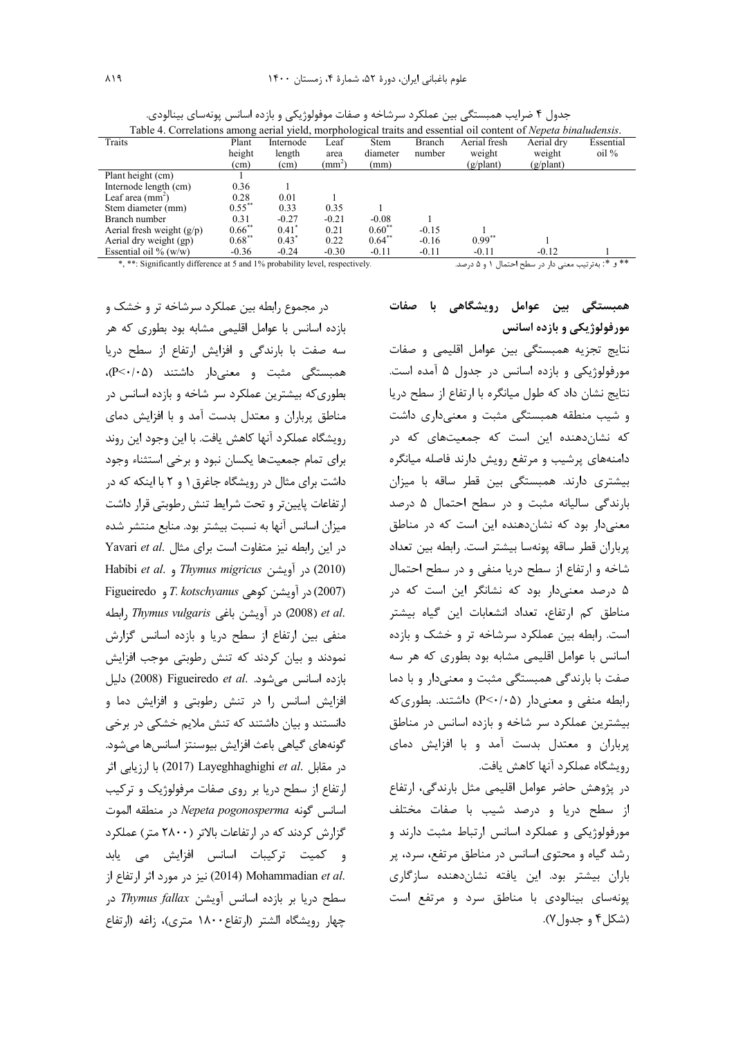جدول ۴ ضرایب همبستگی بین عملکرد سرشاخه و صفات موفولوژیکی و بازده اسانس پونه‌سای بینالودی.

Table 4. Correlations among aerial yield, morphological traits and essential oil content of *Nepeta binaludensis*.

| Traits | Plant height (cm) | Internode length (cm) | Leaf area ($mm^2$) | Stem diameter (mm) | Branch number | Aerial fresh weight (g/plant) | Aerial dry weight (g/plant) | Essential oil % |
|---|---|---|---|---|---|---|---|---|
| Plant height (cm) | 1 | | | | | | | |
| Internode length (cm) | 0.36 | 1 | | | | | | |
| Leaf area ($mm^2$) | 0.28 | 0.01 | 1 | | | | | |
| Stem diameter (mm) | $0.55^{**}$ | 0.33 | 0.35 | 1 | | | | |
| Branch number | 0.31 | -0.27 | -0.21 | -0.08 | 1 | | | |
| Aerial fresh weight (g/p) | $0.66^{**}$ | $0.41^{*}$ | 0.21 | $0.60^{**}$ | -0.15 | 1 | | |
| Aerial dry weight (gp) | $0.68^{**}$ | $0.43^{*}$ | 0.22 | $0.64^{**}$ | -0.16 | $0.99^{**}$ | 1 | |
| Essential oil % (w/w) | -0.36 | -0.24 | -0.30 | -0.11 | -0.11 | -0.11 | -0.12 | 1 |

*, **: Significantly difference at 5 and 1% probability level, respectively.

** و *: به‌ترتیب معنی دار در سطح احتمال ۱ و ۵ درصد.

## همبستگی بین عوامل رویشگاهی با صفات مورفولوژیکی و بازده اسانس

نتایج تجزیه همبستگی بین عوامل اقلیمی و صفات مورفولوژیکی و بازده اسانس در جدول ۵ آمده است. نتایج نشان داد که طول میانگره با ارتفاع از سطح دریا و شیب منطقه همبستگی مثبت و معنی‌داری داشت که نشان‌دهنده این است که جمعیت‌های که در دامنه‌های پرشیب و مرتفع رویش دارند فاصله میانگره بیشتری دارند. همبستگی بین قطر ساقه با میزان بارندگی سالیانه مثبت و در سطح احتمال ۵ درصد معنی‌دار بود که نشان‌دهنده این است که در مناطق پرباران قطر ساقه پونه‌سا بیشتر است. رابطه بین تعداد شاخه و ارتفاع از سطح دریا منفی و در سطح احتمال ۵ درصد معنی‌دار بود که نشانگر این است که در مناطق کم ارتفاع، تعداد انشعابات این گیاه بیشتر است. رابطه بین عملکرد سرشاخه تر و خشک و بازده اسانس با عوامل اقلیمی مشابه بود بطوری که هر سه صفت با بارندگی همبستگی مثبت و معنی‌دار و با دما رابطه منفی و معنی‌دار (P<۰/۰۵) داشتند. بطوری‌که بیشترین عملکرد سر شاخه و بازده اسانس در مناطق پرباران و معتدل بدست آمد و با افزایش دمای رویشگاه عملکرد آنها کاهش یافت.

در پژوهش حاضر عوامل اقلیمی مثل بارندگی، ارتفاع از سطح دریا و درصد شیب با صفات مختلف مورفولوژیکی و عملکرد اسانس ارتباط مثبت دارند و رشد گیاه و محتوی اسانس در مناطق مرتفع، سرد، پر باران بیشتر بود. این یافته نشان‌دهنده سازگاری پونه‌سای بینالودی با مناطق سرد و مرتفع است (شکل۴ و جدول۷).

در مجموع رابطه بین عملکرد سرشاخه تر و خشک و بازده اسانس با عوامل اقلیمی مشابه بود بطوری که هر سه صفت با بارندگی و افزایش ارتفاع از سطح دریا همبستگی مثبت و معنی‌دار داشتند (P<۰/۰۵)، بطوری‌که بیشترین عملکرد سر شاخه و بازده اسانس در مناطق پرباران و معتدل بدست آمد و با افزایش دمای رویشگاه عملکرد آنها کاهش یافت. با این وجود این روند برای تمام جمعیت‌ها یکسان نبود و برخی استثناء وجود داشت برای مثال در رویشگاه جاغرق۱ و ۲ با اینکه که در ارتفاعات پایین‌تر و تحت شرایط تنش رطوبتی قرار داشت میزان اسانس آنها به نسبت بیشتر بود. منابع منتشر شده در این رابطه نیز متفاوت است برای مثال .Yavari *et al* (2010) در آویشن *Thymus migricus* و .Habibi *et al* (2007) در آویشن کوهی *T. kotschyanus* و Figueiredo *et al.* (2008) در آویشن باغی *Thymus vulgaris* رابطه منفی بین ارتفاع از سطح دریا و بازده اسانس گزارش نمودند و بیان کردند که تنش رطوبتی موجب افزایش بازده اسانس می‌شود. .Figueiredo *et al* (2008) دلیل افزایش اسانس را در تنش رطوبتی و افزایش دما و دانستند و بیان داشتند که تنش ملایم خشکی در برخی گونه‌های گیاهی باعث افزایش بیوسنتز اسانس‌ها می‌شود. در مقابل .Layeghhaghighi *et al* (2017) با ارزیابی اثر ارتفاع از سطح دریا بر روی صفات مرفولوژیک و ترکیب اسانس گونه *Nepeta pogonosperma* در منطقه الموت گزارش کردند که در ارتفاعات بالاتر (۲۸۰۰ متر) عملکرد و کمیت ترکیبات اسانس افزایش می یابد .Mohammadian *et al* (2014) نیز در مورد اثر ارتفاع از سطح دریا بر بازده اسانس آویشن *Thymus fallax* در چهار رویشگاه الشتر (ارتفاع۱۸۰۰ متری)، زاغه (ارتفاع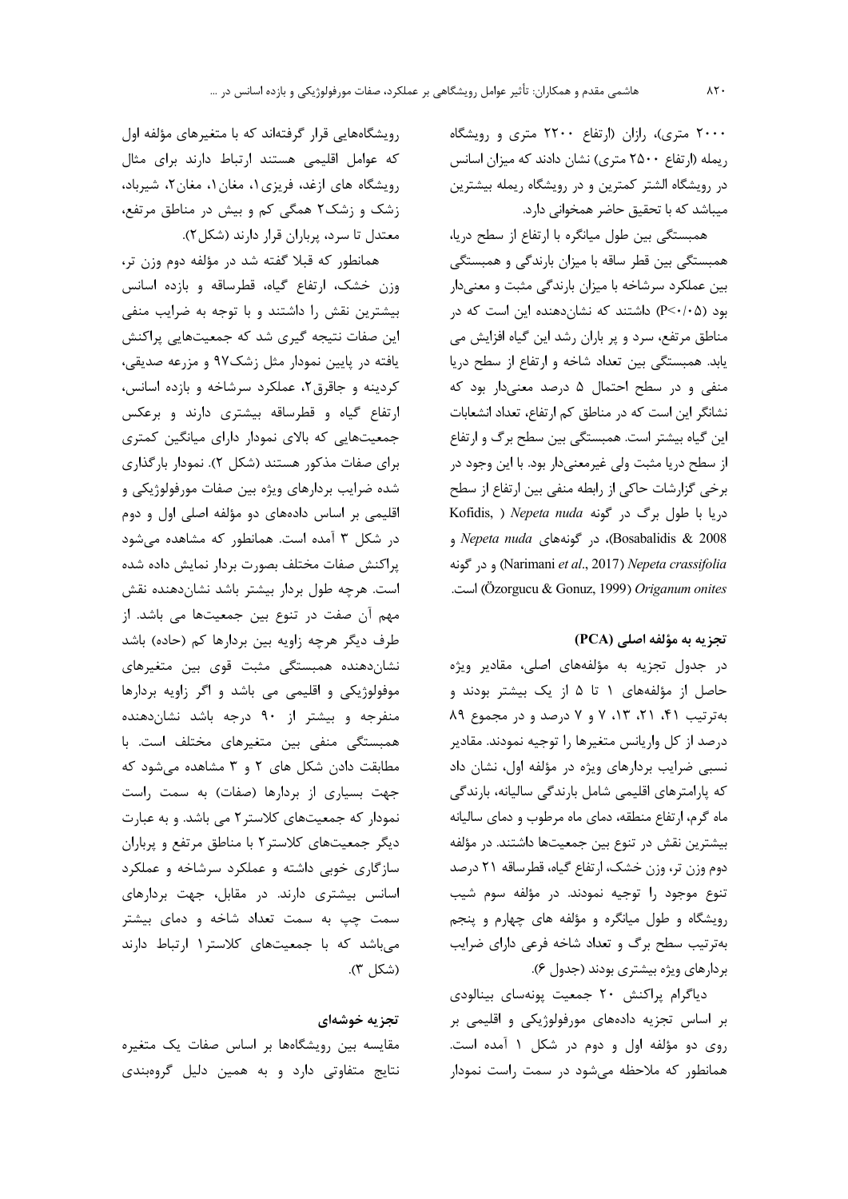۲۰۰۰ متری)، رازان (ارتفاع ۲۲۰۰ متری و رویشگاه ریمله (ارتفاع ۲۵۰۰ متری) نشان دادند که میزان اسانس در رویشگاه الشتر کمترین و در رویشگاه ریمله بیشترین میباشد که با تحقیق حاضر همخوانی دارد.

همبستگی بین طول میانگره با ارتفاع از سطح دریا، همبستگی بین قطر ساقه با میزان بارندگی و همبستگی بین عملکرد سرشاخه با میزان بارندگی مثبت و معنی‌دار بود ($P<0.05$) داشتند که نشان‌دهنده این است که در مناطق مرتفع، سرد و پر باران رشد این گیاه افزایش می یابد. همبستگی بین تعداد شاخه و ارتفاع از سطح دریا منفی و در سطح احتمال ۵ درصد معنی‌دار بود که نشانگر این است که در مناطق کم ارتفاع، تعداد انشعابات این گیاه بیشتر است. همبستگی بین سطح برگ و ارتفاع از سطح دریا مثبت ولی غیرمعنی‌دار بود. با این وجود در برخی گزارشات حاکی از رابطه منفی بین ارتفاع از سطح دریا با طول برگ در گونه *Nepeta nuda* (Kofidis, Bosabalidis & 2008)، در گونه‌های *Nepeta nuda* و *Nepeta crassifolia* (Narimani *et al*., 2017) و در گونه *Origanum onites* (Özorgucu & Gonuz, 1999) است.

## تجزیه به مؤلفه اصلی (PCA)

در جدول تجزیه به مؤلفه‌های اصلی، مقادیر ویژه حاصل از مؤلفه‌های ۱ تا ۵ از یک بیشتر بودند و به‌ترتیب ۴۱، ۲۱، ۱۳، ۷ و ۷ درصد و در مجموع ۸۹ درصد از کل واریانس متغیرها را توجیه نمودند. مقادیر نسبی ضرایب بردارهای ویژه در مؤلفه اول، نشان داد که پارامترهای اقلیمی شامل بارندگی سالیانه، بارندگی ماه گرم، ارتفاع منطقه، دمای ماه مرطوب و دمای سالیانه بیشترین نقش در تنوع بین جمعیت‌ها داشتند. در مؤلفه دوم وزن تر، وزن خشک، ارتفاع گیاه، قطرساقه ۲۱ درصد تنوع موجود را توجیه نمودند. در مؤلفه سوم شیب رویشگاه و طول میانگره و مؤلفه های چهارم و پنجم به‌ترتیب سطح برگ و تعداد شاخه فرعی دارای ضرایب بردارهای ویژه بیشتری بودند (جدول ۶).

دیاگرام پراکنش ۲۰ جمعیت پونه‌سای بینالودی بر اساس تجزیه داده‌های مورفولوژیکی و اقلیمی بر روی دو مؤلفه اول و دوم در شکل ۱ آمده است. همانطور که ملاحظه می‌شود در سمت راست نمودار رویشگاه‌هایی قرار گرفته‌اند که با متغیرهای مؤلفه اول که عوامل اقلیمی هستند ارتباط دارند برای مثال رویشگاه های ازغد، فریزی۱، مغان۱، مغان۲، شیرباد، زشک و زشک۲ همگی کم و بیش در مناطق مرتفع، معتدل تا سرد، پرباران قرار دارند (شکل۲).

همانطور که قبلا گفته شد در مؤلفه دوم وزن تر، وزن خشک، ارتفاع گیاه، قطرساقه و بازده اسانس بیشترین نقش را داشتند و با توجه به ضرایب منفی این صفات نتیجه گیری شد که جمعیت‌هایی پراکنش یافته در پایین نمودار مثل زشک۹۷ و مزرعه صدیقی، کردینه و جاقرق۲، عملکرد سرشاخه و بازده اسانس، ارتفاع گیاه و قطرساقه بیشتری دارند و برعکس جمعیت‌هایی که بالای نمودار دارای میانگین کمتری برای صفات مذکور هستند (شکل ۲). نمودار بارگذاری شده ضرایب بردارهای ویژه بین صفات مورفولوژیکی و اقلیمی بر اساس داده‌های دو مؤلفه اصلی اول و دوم در شکل ۳ آمده است. همانطور که مشاهده می‌شود پراکنش صفات مختلف بصورت بردار نمایش داده شده است. هرچه طول بردار بیشتر باشد نشان‌دهنده نقش مهم آن صفت در تنوع بین جمعیت‌ها می باشد. از طرف دیگر هرچه زاویه بین بردارها کم (حاده) باشد نشان‌دهنده همبستگی مثبت قوی بین متغیرهای موفولوژیکی و اقلیمی می باشد و اگر زاویه بردارها منفرجه و بیشتر از ۹۰ درجه باشد نشان‌دهنده همبستگی منفی بین متغیرهای مختلف است. با مطابقت دادن شکل های ۲ و ۳ مشاهده می‌شود که جهت بسیاری از بردارها (صفات) به سمت راست نمودار که جمعیت‌های کلاستر۲ می باشد. و به عبارت دیگر جمعیت‌های کلاستر۲ با مناطق مرتفع و پرباران سازگاری خوبی داشته و عملکرد سرشاخه و عملکرد اسانس بیشتری دارند. در مقابل، جهت بردارهای سمت چپ به سمت تعداد شاخه و دمای بیشتر می‌باشد که با جمعیت‌های کلاستر۱ ارتباط دارند (شکل ۳).

## تجزیه خوشه‌ای

مقایسه بین رویشگاه‌ها بر اساس صفات یک متغیره نتایج متفاوتی دارد و به همین دلیل گروه‌بندی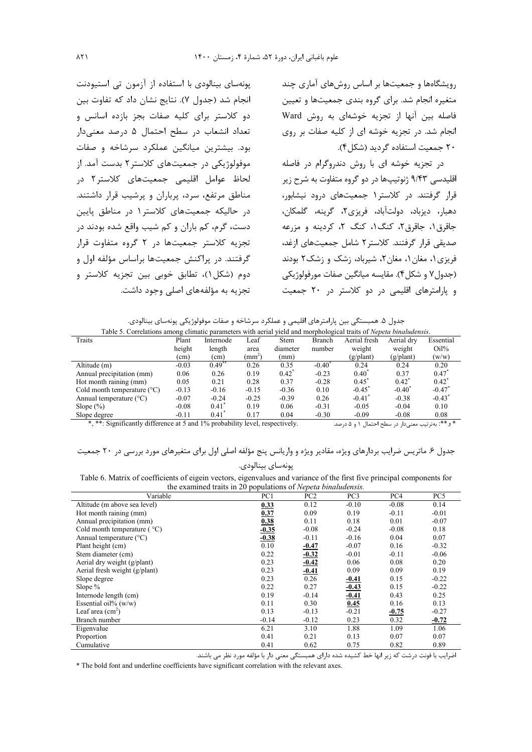رویشگاه‌ها و جمعیت‌ها بر اساس روش‌های آماری چند متغیره انجام شد. برای گروه بندی جمعیت‌ها و تعیین فاصله بین آنها از تجزیه خوشه‌ای به روش Ward انجام شد. در تجزیه خوشه ای از کلیه صفات بر روی ۲۰ جمعیت استفاده گردید (شکل۴).

در تجزیه خوشه ای با روش دندروگرام در فاصله اقلیدسی ۹/۴۳ ژنوتیپ‌ها در دو گروه متفاوت به شرح زیر قرار گرفتند. در کلاستر۱ جمعیت‌های درود نیشابور، دهبار، دیزباد، دولت‌آباد، فریزی۲، گرینه، گلمکان، جاقرق۱، جاقرق۲، کنگ۱، کنگ ۲، کردینه و مزرعه صدیقی قرار گرفتند. کلاستر۲ شامل جمعیت‌های ازغد، فریزی۱، مغان۱، مغان۲، شیرباد، زشک و زشک۲ بودند (جدول۷ و شکل۴). مقایسه میانگین صفات مورفولوژیکی و پارامترهای اقلیمی در دو کلاستر در ۲۰ جمعیت پونه‌سای بینالودی با استفاده از آزمون تی استیودنت انجام شد (جدول ۷). نتایج نشان داد که تفاوت بین دو کلاستر برای کلیه صفات بجز بازده اسانس و تعداد انشعاب در سطح احتمال ۵ درصد معنی‌دار بود. بیشترین میانگین عملکرد سرشاخه و صفات موفولوژیکی در جمعیت‌های کلاستر۲ بدست آمد. از لحاظ عوامل اقلیمی جمعیت‌های کلاستر۲ در مناطق مرتفع، سرد، پرباران و پرشیب قرار داشتند. در حالیکه جمعیت‌های کلاستر۱ در مناطق پایین دست، گرم، کم باران و کم شیب واقع شده بودند در تجزیه کلاستر جمعیت‌ها در ۲ گروه متفاوت قرار گرفتند. در پراکنش جمعیت‌ها براساس مؤلفه اول و دوم (شکل۱)، تطابق خوبی بین تجزیه کلاستر و تجزیه به مؤلفه‌های اصلی وجود داشت.

جدول ۵. همبستگی بین پارامترهای اقلیمی و عملکرد سرشاخه و صفات موفولوژیکی پونه‌سای بینالودی.

Table 5. Correlations among climatic parameters with aerial yield and morphological traits of *Nepeta binaludensis*.

| Traits | Plant height (cm) | Internode length (cm) | Leaf area (mm$^2$) | Stem diameter (mm) | Branch number | Aerial fresh weight (g/plant) | Aerial dry weight (g/plant) | Essential Oil% (w/w) |
|---|---|---|---|---|---|---|---|---|
| Altitude (m) | -0.03 | 0.49** | 0.26 | 0.35 | -0.40* | 0.24 | 0.24 | 0.20 |
| Annual precipitation (mm) | 0.06 | 0.26 | 0.19 | 0.42* | -0.23 | 0.40* | 0.37 | 0.47* |
| Hot month raining (mm) | 0.05 | 0.21 | 0.28 | 0.37 | -0.28 | 0.45* | 0.42* | 0.42* |
| Cold month temperature (°C) | -0.13 | -0.16 | -0.15 | -0.36 | 0.10 | -0.45* | -0.40* | -0.47* |
| Annual temperature (°C) | -0.07 | -0.24 | -0.25 | -0.39 | 0.26 | -0.41* | -0.38 | -0.43* |
| Slope (%) | -0.08 | 0.41* | 0.19 | 0.06 | -0.31 | -0.05 | -0.04 | 0.10 |
| Slope degree | -0.11 | 0.41* | 0.17 | 0.04 | -0.30 | -0.09 | -0.08 | 0.08 |

*, **: Significantly difference at 5 and 1% probability level, respectively.

* و**: به‌ترتیب معنی‌دار در سطح احتمال ۱ و ۵ درصد.

جدول ۶. ماتریس ضرایب بردارهای ویژه، مقادیر ویژه و واریانس پنج مؤلفه اصلی اول برای متغیرهای مورد بررسی در ۲۰ جمعیت پونه‌سای بینالودی.

Table 6. Matrix of coefficients of eigein vectors, eigenvalues and variance of the first five principal components for the examined traits in 20 populations of *Nepeta binaludensis.*

| Variable | PC1 | PC2 | PC3 | PC4 | PC5 |
|---|---|---|---|---|---|
| Altitude (m above sea level) | **0.33** | 0.12 | -0.10 | -0.08 | 0.14 |
| Hot month raining (mm) | **0.37** | 0.09 | 0.19 | -0.11 | -0.01 |
| Annual precipitation (mm) | **0.38** | 0.11 | 0.18 | 0.01 | -0.07 |
| Cold month temperature ( °C) | **-0.35** | -0.08 | -0.24 | -0.08 | 0.18 |
| Annual temperature (°C) | **-0.38** | -0.11 | -0.16 | 0.04 | 0.07 |
| Plant height (cm) | 0.10 | **-0.47** | -0.07 | 0.16 | -0.32 |
| Stem diameter (cm) | 0.22 | **-0.32** | -0.01 | -0.11 | -0.06 |
| Aerial dry weight (g/plant) | 0.23 | **-0.42** | 0.06 | 0.08 | 0.20 |
| Aerial fresh weight (g/plant) | 0.23 | **-0.41** | 0.09 | 0.09 | 0.19 |
| Slope degree | 0.23 | 0.26 | **-0.41** | 0.15 | -0.22 |
| Slope % | 0.22 | 0.27 | **-0.43** | 0.15 | -0.22 |
| Internode length (cm) | 0.19 | -0.14 | **-0.41** | 0.43 | 0.25 |
| Essential oil% (w/w) | 0.11 | 0.30 | **0.45** | 0.16 | 0.13 |
| Leaf area (cm$^2$) | 0.13 | -0.13 | -0.21 | **-0.75** | -0.27 |
| Branch number | -0.14 | -0.12 | 0.23 | 0.32 | **-0.72** |
| Eigenvalue | 6.21 | 3.10 | 1.88 | 1.09 | 1.06 |
| Proportion | 0.41 | 0.21 | 0.13 | 0.07 | 0.07 |
| Cumulative | 0.41 | 0.62 | 0.75 | 0.82 | 0.89 |

اضرایب با فونت درشت که زیر انها خط کشیده شده دارای همبستگی معنی دار با مؤلفه مورد نظر می باشند.

* The bold font and underline coefficients have significant correlation with the relevant axes.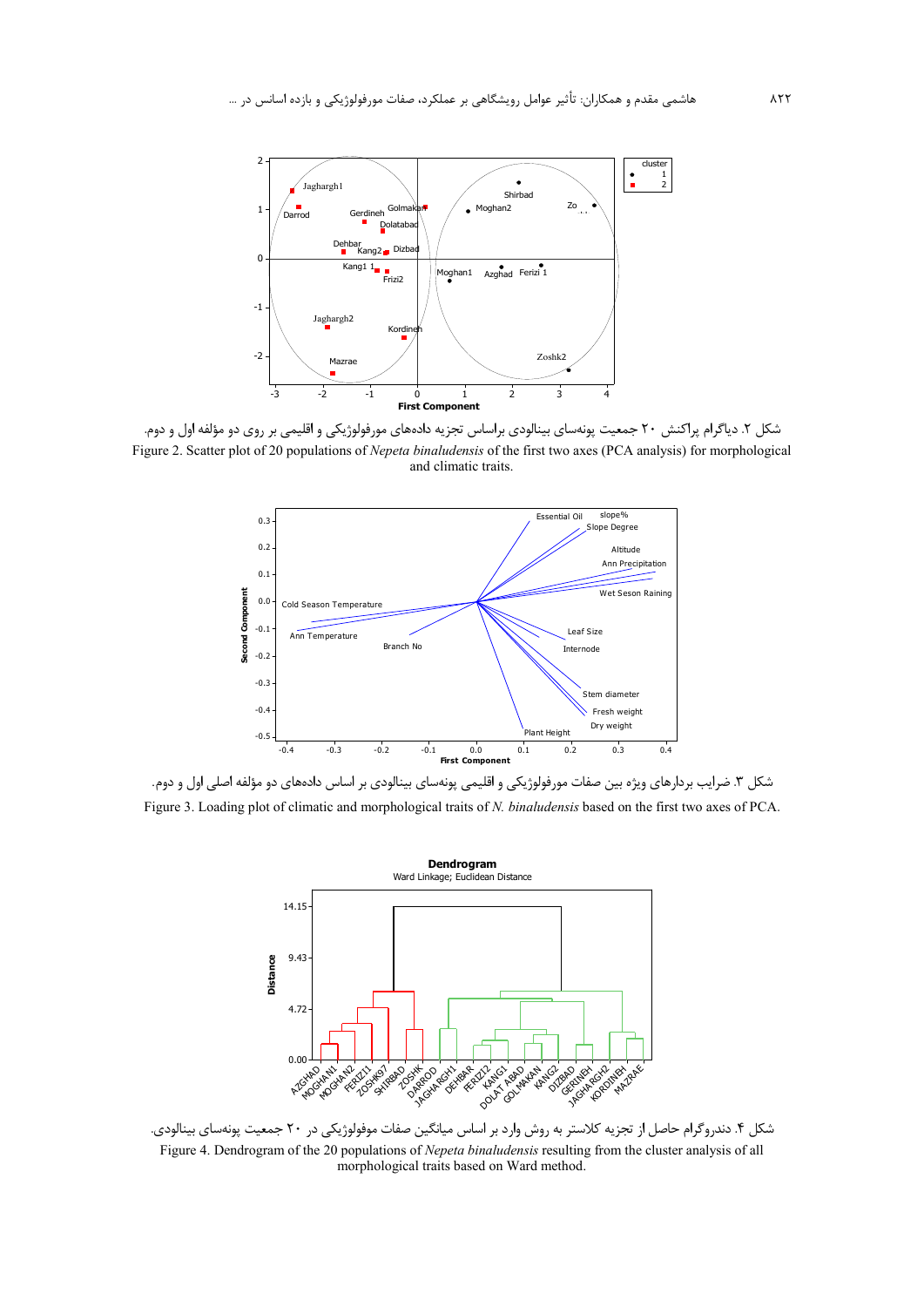شکل ۲. دیاگرام پراکنش ۲۰ جمعیت پونه‌سای بینالودی براساس تجزیه داده‌های مورفولوژیکی و اقلیمی بر روی دو مؤلفه اول و دوم.

Figure 2. Scatter plot of 20 populations of *Nepeta binaludensis* of the first two axes (PCA analysis) for morphological and climatic traits.

شکل ۳. ضرایب بردارهای ویژه بین صفات مورفولوژیکی و اقلیمی پونه‌سای بینالودی بر اساس داده‌های دو مؤلفه اصلی اول و دوم.

Figure 3. Loading plot of climatic and morphological traits of *N. binaludensis* based on the first two axes of PCA.

شکل ۴. دندروگرام حاصل از تجزیه کلاستر به روش وارد بر اساس میانگین صفات موفولوژیکی در ۲۰ جمعیت پونه‌سای بینالودی.

Figure 4. Dendrogram of the 20 populations of *Nepeta binaludensis* resulting from the cluster analysis of all morphological traits based on Ward method.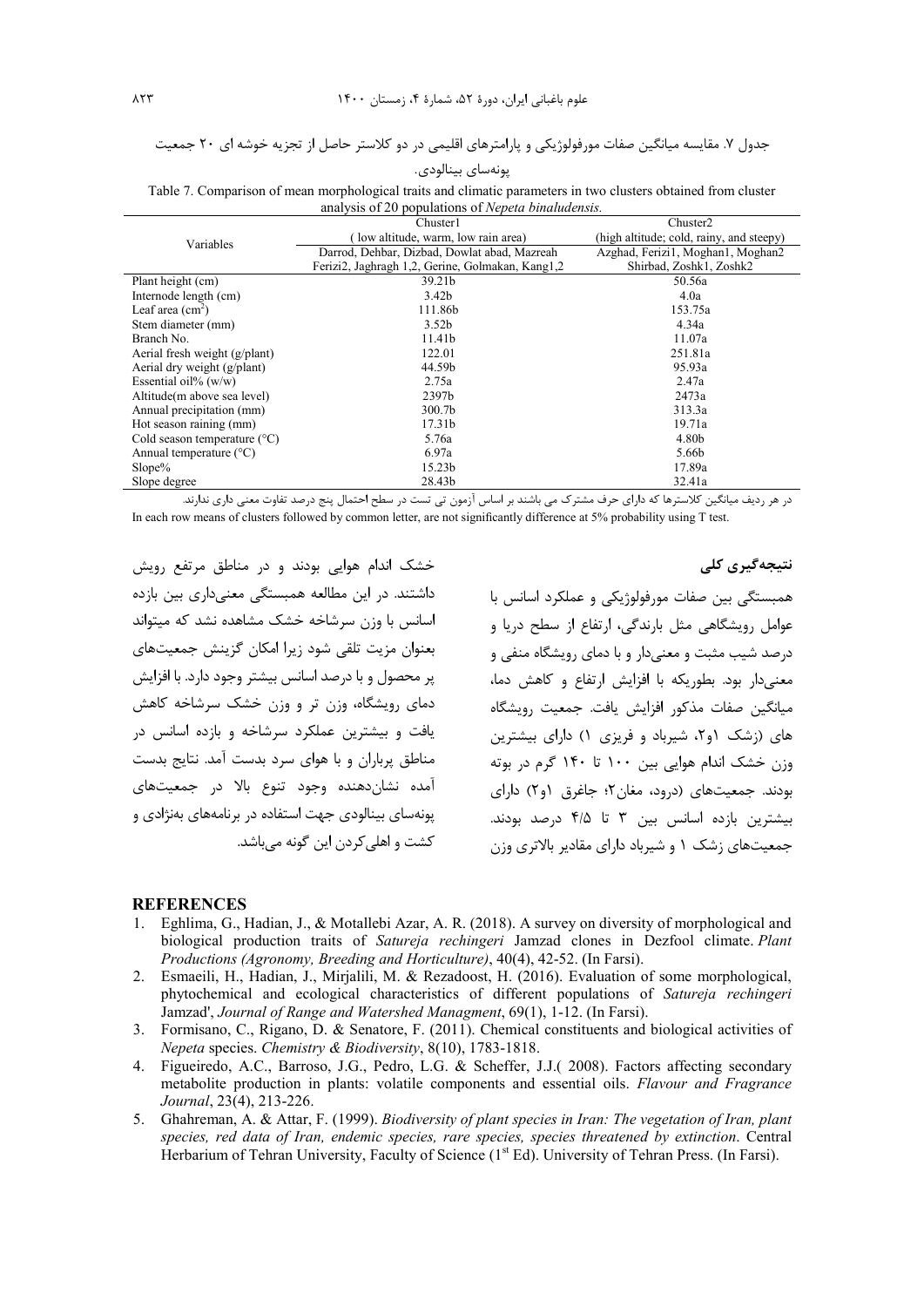جدول ۷. مقایسه میانگین صفات مورفولوژیکی و پارامترهای اقلیمی در دو کلاستر حاصل از تجزیه خوشه ای ۲۰ جمعیت پونه‌سای بینالودی.

Table 7. Comparison of mean morphological traits and climatic parameters in two clusters obtained from cluster analysis of 20 populations of *Nepeta binaludensis.*

| Variables | Chuster1 | Chuster2 |
|---|---|---|
| | ( low altitude, warm, low rain area) | (high altitude; cold, rainy, and steepy) |
| | Darrod, Dehbar, Dizbad, Dowlat abad, Mazreah Ferizi2, Jaghragh 1,2, Gerine, Golmakan, Kang1,2 | Azghad, Ferizi1, Moghan1, Moghan2 Shirbad, Zoshk1, Zoshk2 |
| Plant height (cm) | 39.21b | 50.56a |
| Internode length (cm) | 3.42b | 4.0a |
| Leaf area ($cm^2$) | 111.86b | 153.75a |
| Stem diameter (mm) | 3.52b | 4.34a |
| Branch No. | 11.41b | 11.07a |
| Aerial fresh weight (g/plant) | 122.01 | 251.81a |
| Aerial dry weight (g/plant) | 44.59b | 95.93a |
| Essential oil% (w/w) | 2.75a | 2.47a |
| Altitude(m above sea level) | 2397b | 2473a |
| Annual precipitation (mm) | 300.7b | 313.3a |
| Hot season raining (mm) | 17.31b | 19.71a |
| Cold season temperature (°C) | 5.76a | 4.80b |
| Annual temperature (°C) | 6.97a | 5.66b |
| Slope% | 15.23b | 17.89a |
| Slope degree | 28.43b | 32.41a |

در هر ردیف میانگین کلاسترها که دارای حرف مشترک می باشند بر اساس آزمون تی تست در سطح احتمال پنج درصد تفاوت معنی داری ندارند.

In each row means of clusters followed by common letter, are not significantly difference at 5% probability using T test.

## نتیجه‌گیری کلی

همبستگی بین صفات مورفولوژیکی و عملکرد اسانس با عوامل رویشگاهی مثل بارندگی، ارتفاع از سطح دریا و درصد شیب مثبت و معنی‌دار و با دمای رویشگاه منفی و معنی‌دار بود. بطوریکه با افزایش ارتفاع و کاهش دما، میانگین صفات مذکور افزایش یافت. جمعیت رویشگاه های (زشک ۱و۲، شیرباد و فریزی ۱) دارای بیشترین وزن خشک اندام هوایی بین ۱۰۰ تا ۱۴۰ گرم در بوته بودند. جمعیت‌های (درود، مغان۲؛ جاغرق ۱و۲) دارای بیشترین بازده اسانس بین ۳ تا ۴/۵ درصد بودند. جمعیت‌های زشک ۱ و شیرباد دارای مقادیر بالاتری وزن خشک اندام هوایی بودند و در مناطق مرتفع رویش داشتند. در این مطالعه همبستگی معنی‌داری بین بازده اسانس با وزن سرشاخه خشک مشاهده نشد که میتواند بعنوان مزیت تلقی شود زیرا امکان گزینش جمعیت‌های پر محصول و با درصد اسانس بیشتر وجود دارد. با افزایش دمای رویشگاه، وزن تر و وزن خشک سرشاخه کاهش یافت و بیشترین عملکرد سرشاخه و بازده اسانس در مناطق پرباران و با هوای سرد بدست آمد. نتایج بدست آمده نشان‌دهنده وجود تنوع بالا در جمعیت‌های پونه‌سای بینالودی جهت استفاده در برنامه‌های بەنژادی و کشت و اهلی‌کردن این گونه می‌باشد.

## REFERENCES

1. Eghlima, G., Hadian, J., & Motallebi Azar, A. R. (2018). A survey on diversity of morphological and biological production traits of *Satureja rechingeri* Jamzad clones in Dezfool climate. *Plant Productions (Agronomy, Breeding and Horticulture)*, 40(4), 42-52. (In Farsi).
2. Esmaeili, H., Hadian, J., Mirjalili, M. & Rezadoost, H. (2016). Evaluation of some morphological, phytochemical and ecological characteristics of different populations of *Satureja rechingeri* Jamzad', *Journal of Range and Watershed Managment*, 69(1), 1-12. (In Farsi).
3. Formisano, C., Rigano, D. & Senatore, F. (2011). Chemical constituents and biological activities of *Nepeta* species. *Chemistry & Biodiversity*, 8(10), 1783-1818.
4. Figueiredo, A.C., Barroso, J.G., Pedro, L.G. & Scheffer, J.J.( 2008). Factors affecting secondary metabolite production in plants: volatile components and essential oils. *Flavour and Fragrance Journal*, 23(4), 213-226.
5. Ghahreman, A. & Attar, F. (1999). *Biodiversity of plant species in Iran: The vegetation of Iran, plant species, red data of Iran, endemic species, rare species, species threatened by extinction*. Central Herbarium of Tehran University, Faculty of Science (1st Ed). University of Tehran Press. (In Farsi).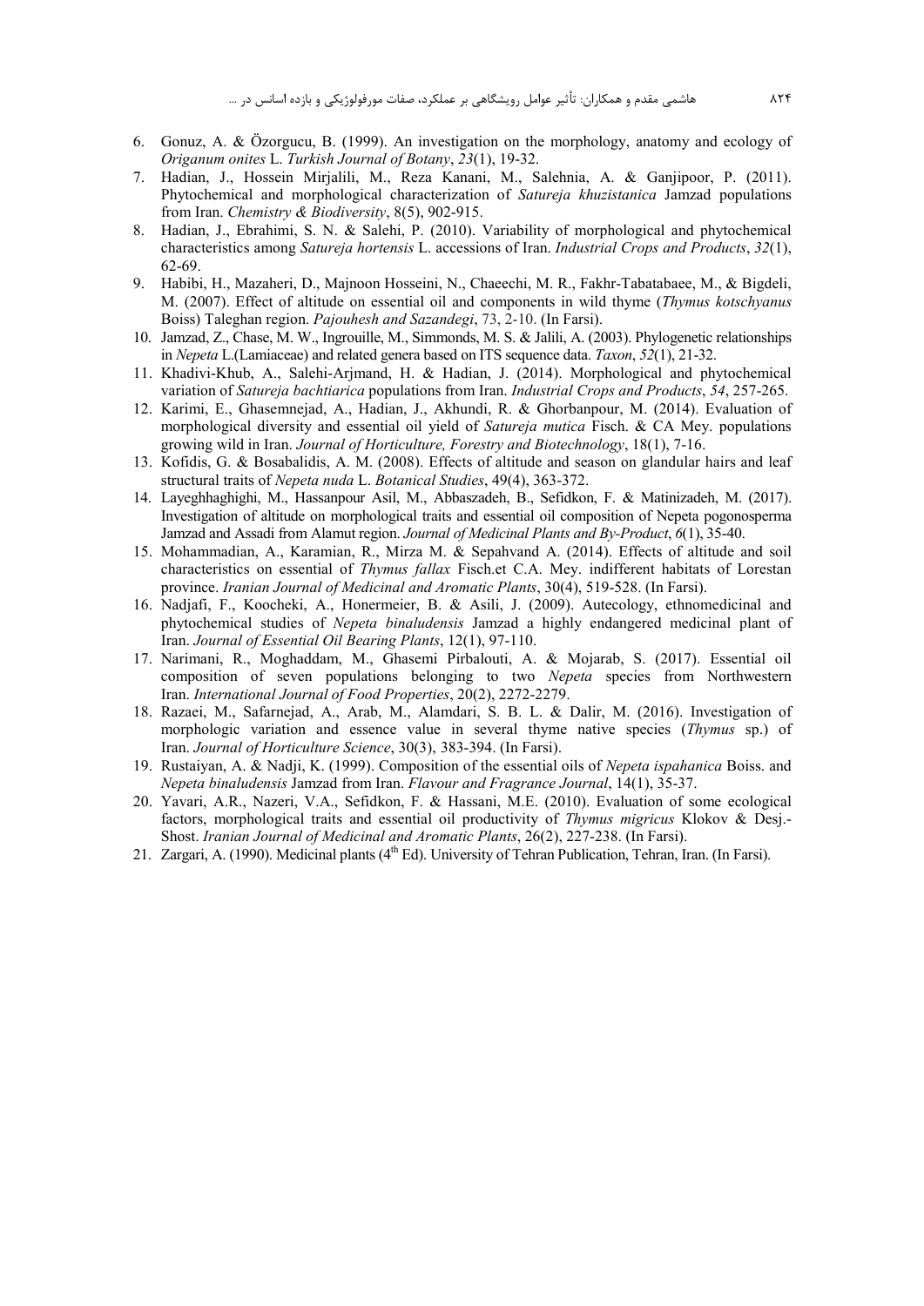6. Gonuz, A. & Özorgucu, B. (1999). An investigation on the morphology, anatomy and ecology of *Origanum onites* L. *Turkish Journal of Botany*, *23*(1), 19-32.
7. Hadian, J., Hossein Mirjalili, M., Reza Kanani, M., Salehnia, A. & Ganjipoor, P. (2011). Phytochemical and morphological characterization of *Satureja khuzistanica* Jamzad populations from Iran. *Chemistry & Biodiversity*, 8(5), 902-915.
8. Hadian, J., Ebrahimi, S. N. & Salehi, P. (2010). Variability of morphological and phytochemical characteristics among *Satureja hortensis* L. accessions of Iran. *Industrial Crops and Products*, *32*(1), 62-69.
9. Habibi, H., Mazaheri, D., Majnoon Hosseini, N., Chaeechi, M. R., Fakhr-Tabatabaee, M., & Bigdeli, M. (2007). Effect of altitude on essential oil and components in wild thyme (*Thymus kotschyanus* Boiss) Taleghan region. *Pajouhesh and Sazandegi*, 73, 2-10. (In Farsi).
10. Jamzad, Z., Chase, M. W., Ingrouille, M., Simmonds, M. S. & Jalili, A. (2003). Phylogenetic relationships in *Nepeta* L.(Lamiaceae) and related genera based on ITS sequence data. *Taxon*, *52*(1), 21-32.
11. Khadivi-Khub, A., Salehi-Arjmand, H. & Hadian, J. (2014). Morphological and phytochemical variation of *Satureja bachtiarica* populations from Iran. *Industrial Crops and Products*, *54*, 257-265.
12. Karimi, E., Ghasemnejad, A., Hadian, J., Akhundi, R. & Ghorbanpour, M. (2014). Evaluation of morphological diversity and essential oil yield of *Satureja mutica* Fisch. & CA Mey. populations growing wild in Iran. *Journal of Horticulture, Forestry and Biotechnology*, 18(1), 7-16.
13. Kofidis, G. & Bosabalidis, A. M. (2008). Effects of altitude and season on glandular hairs and leaf structural traits of *Nepeta nuda* L. *Botanical Studies*, 49(4), 363-372.
14. Layeghhaghighi, M., Hassanpour Asil, M., Abbaszadeh, B., Sefidkon, F. & Matinizadeh, M. (2017). Investigation of altitude on morphological traits and essential oil composition of Nepeta pogonosperma Jamzad and Assadi from Alamut region. *Journal of Medicinal Plants and By-Product*, *6*(1), 35-40.
15. Mohammadian, A., Karamian, R., Mirza M. & Sepahvand A. (2014). Effects of altitude and soil characteristics on essential of *Thymus fallax* Fisch.et C.A. Mey. indifferent habitats of Lorestan province. *Iranian Journal of Medicinal and Aromatic Plants*, 30(4), 519-528. (In Farsi).
16. Nadjafi, F., Koocheki, A., Honermeier, B. & Asili, J. (2009). Autecology, ethnomedicinal and phytochemical studies of *Nepeta binaludensis* Jamzad a highly endangered medicinal plant of Iran. *Journal of Essential Oil Bearing Plants*, 12(1), 97-110.
17. Narimani, R., Moghaddam, M., Ghasemi Pirbalouti, A. & Mojarab, S. (2017). Essential oil composition of seven populations belonging to two *Nepeta* species from Northwestern Iran. *International Journal of Food Properties*, 20(2), 2272-2279.
18. Razaei, M., Safarnejad, A., Arab, M., Alamdari, S. B. L. & Dalir, M. (2016). Investigation of morphologic variation and essence value in several thyme native species (*Thymus* sp.) of Iran. *Journal of Horticulture Science*, 30(3), 383-394. (In Farsi).
19. Rustaiyan, A. & Nadji, K. (1999). Composition of the essential oils of *Nepeta ispahanica* Boiss. and *Nepeta binaludensis* Jamzad from Iran. *Flavour and Fragrance Journal*, 14(1), 35-37.
20. Yavari, A.R., Nazeri, V.A., Sefidkon, F. & Hassani, M.E. (2010). Evaluation of some ecological factors, morphological traits and essential oil productivity of *Thymus migricus* Klokov & Desj.-Shost. *Iranian Journal of Medicinal and Aromatic Plants*, 26(2), 227-238. (In Farsi).
21. Zargari, A. (1990). Medicinal plants (4th Ed). University of Tehran Publication, Tehran, Iran. (In Farsi).